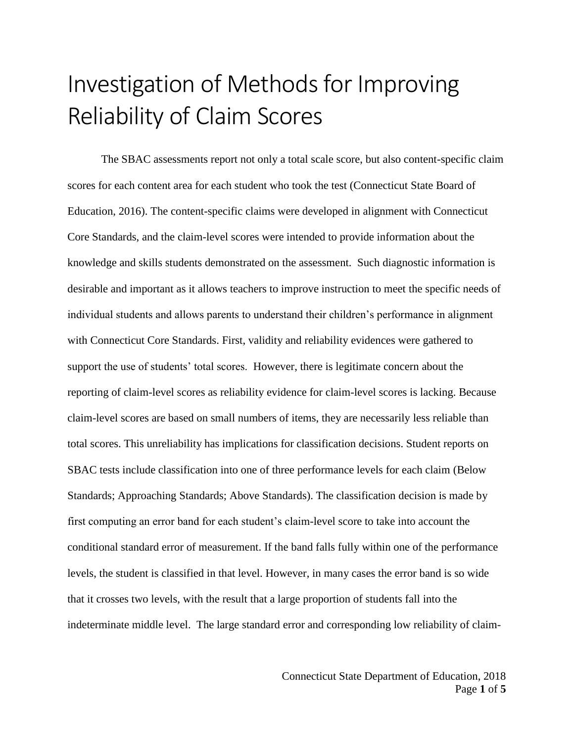# Investigation of Methods for Improving Reliability of Claim Scores

The SBAC assessments report not only a total scale score, but also content-specific claim scores for each content area for each student who took the test (Connecticut State Board of Education, 2016). The content-specific claims were developed in alignment with Connecticut Core Standards, and the claim-level scores were intended to provide information about the knowledge and skills students demonstrated on the assessment. Such diagnostic information is desirable and important as it allows teachers to improve instruction to meet the specific needs of individual students and allows parents to understand their children's performance in alignment with Connecticut Core Standards. First, validity and reliability evidences were gathered to support the use of students' total scores. However, there is legitimate concern about the reporting of claim-level scores as reliability evidence for claim-level scores is lacking. Because claim-level scores are based on small numbers of items, they are necessarily less reliable than total scores. This unreliability has implications for classification decisions. Student reports on SBAC tests include classification into one of three performance levels for each claim (Below Standards; Approaching Standards; Above Standards). The classification decision is made by first computing an error band for each student's claim-level score to take into account the conditional standard error of measurement. If the band falls fully within one of the performance levels, the student is classified in that level. However, in many cases the error band is so wide that it crosses two levels, with the result that a large proportion of students fall into the indeterminate middle level. The large standard error and corresponding low reliability of claim-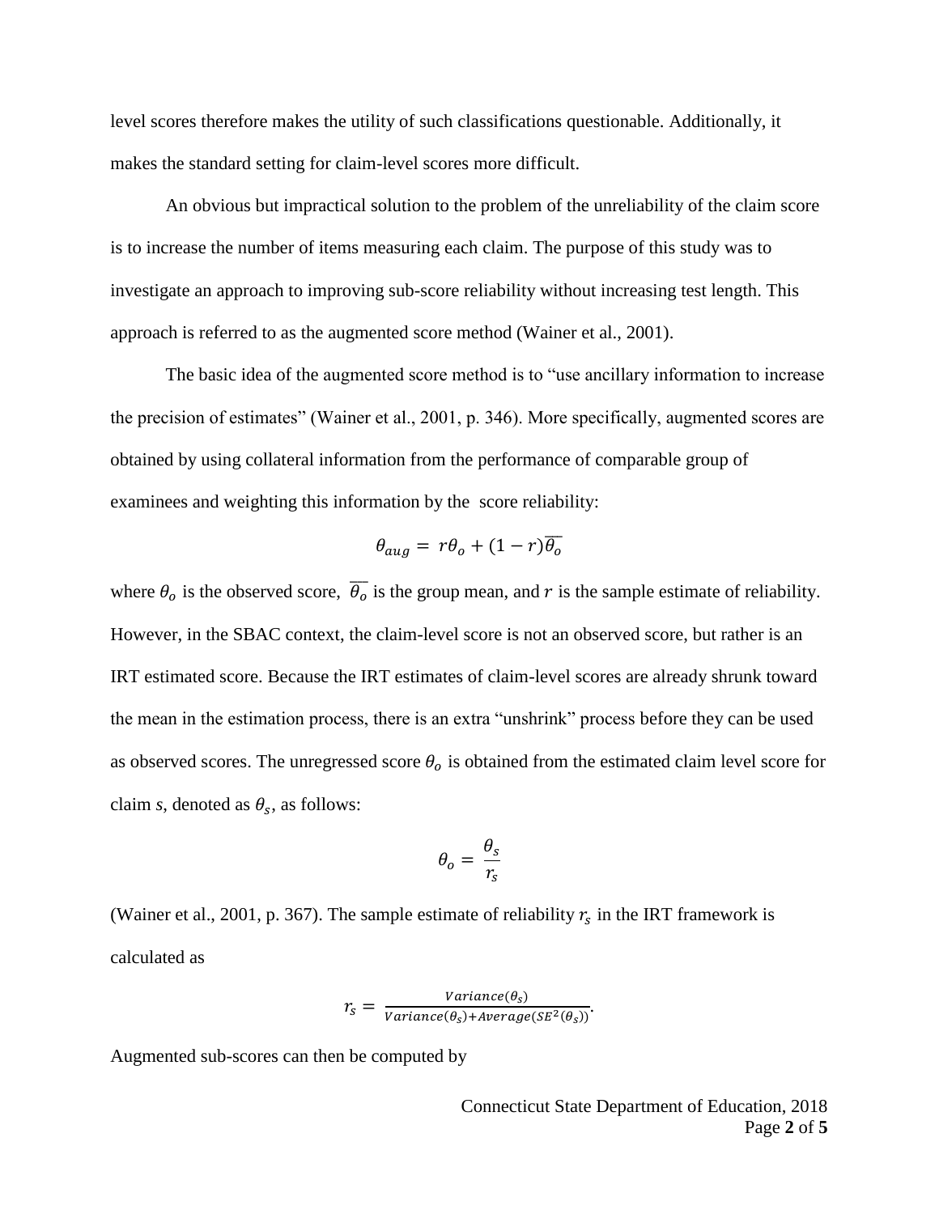level scores therefore makes the utility of such classifications questionable. Additionally, it makes the standard setting for claim-level scores more difficult.

An obvious but impractical solution to the problem of the unreliability of the claim score is to increase the number of items measuring each claim. The purpose of this study was to investigate an approach to improving sub-score reliability without increasing test length. This approach is referred to as the augmented score method (Wainer et al., 2001).

The basic idea of the augmented score method is to "use ancillary information to increase the precision of estimates" (Wainer et al., 2001, p. 346). More specifically, augmented scores are obtained by using collateral information from the performance of comparable group of examinees and weighting this information by the score reliability:

$$\theta_{aug} = r\theta_o + (1 - r)\overline{\theta_o}$$

where $\theta_o$ is the observed score, $\overline{\theta_o}$ is the group mean, and $r$ is the sample estimate of reliability. However, in the SBAC context, the claim-level score is not an observed score, but rather is an IRT estimated score. Because the IRT estimates of claim-level scores are already shrunk toward the mean in the estimation process, there is an extra "unshrink" process before they can be used as observed scores. The unregressed score $\theta_o$ is obtained from the estimated claim level score for claim *s*, denoted as $\theta_s$, as follows:

$$\theta_o = \frac{\theta_s}{r_s}$$

(Wainer et al., 2001, p. 367). The sample estimate of reliability $r_s$ in the IRT framework is calculated as

$$r_s = \frac{Variance(\theta_s)}{Variance(\theta_s) + Average(SE^2(\theta_s))}.$$

Augmented sub-scores can then be computed by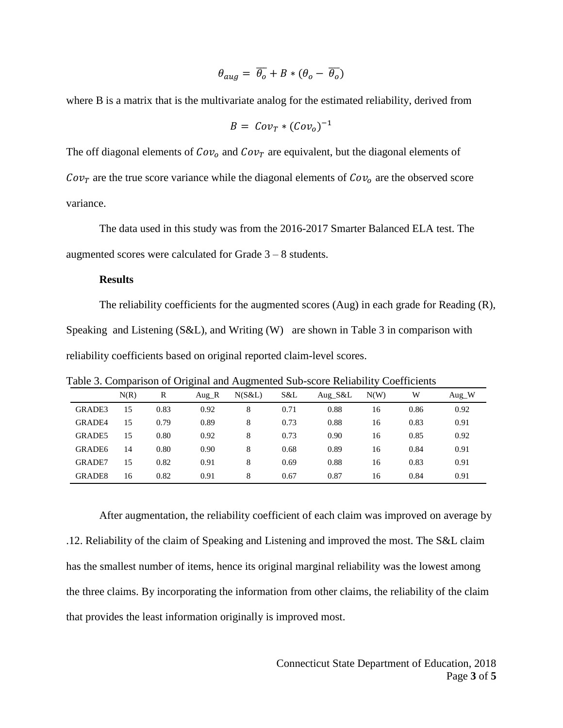$$\theta_{aug} = \overline{\theta_o} + B * (\theta_o - \overline{\theta_o})$$

where B is a matrix that is the multivariate analog for the estimated reliability, derived from

$$B = Cov_T * (Cov_o)^{-1}$$

The off diagonal elements of $Cov_o$ and $Cov_T$ are equivalent, but the diagonal elements of $Cov_T$ are the true score variance while the diagonal elements of $Cov_o$ are the observed score variance.

The data used in this study was from the 2016-2017 Smarter Balanced ELA test. The augmented scores were calculated for Grade 3 – 8 students.

**Results**

The reliability coefficients for the augmented scores (Aug) in each grade for Reading (R), Speaking and Listening (S&L), and Writing (W) are shown in Table 3 in comparison with reliability coefficients based on original reported claim-level scores.

Table 3. Comparison of Original and Augmented Sub-score Reliability Coefficients

| | N(R) | R | Aug_R | N(S&L) | S&L | Aug_S&L | N(W) | W | Aug_W |
|---|---|---|---|---|---|---|---|---|---|
| GRADE3 | 15 | 0.83 | 0.92 | 8 | 0.71 | 0.88 | 16 | 0.86 | 0.92 |
| GRADE4 | 15 | 0.79 | 0.89 | 8 | 0.73 | 0.88 | 16 | 0.83 | 0.91 |
| GRADE5 | 15 | 0.80 | 0.92 | 8 | 0.73 | 0.90 | 16 | 0.85 | 0.92 |
| GRADE6 | 14 | 0.80 | 0.90 | 8 | 0.68 | 0.89 | 16 | 0.84 | 0.91 |
| GRADE7 | 15 | 0.82 | 0.91 | 8 | 0.69 | 0.88 | 16 | 0.83 | 0.91 |
| GRADE8 | 16 | 0.82 | 0.91 | 8 | 0.67 | 0.87 | 16 | 0.84 | 0.91 |

After augmentation, the reliability coefficient of each claim was improved on average by .12. Reliability of the claim of Speaking and Listening and improved the most. The S&L claim has the smallest number of items, hence its original marginal reliability was the lowest among the three claims. By incorporating the information from other claims, the reliability of the claim that provides the least information originally is improved most.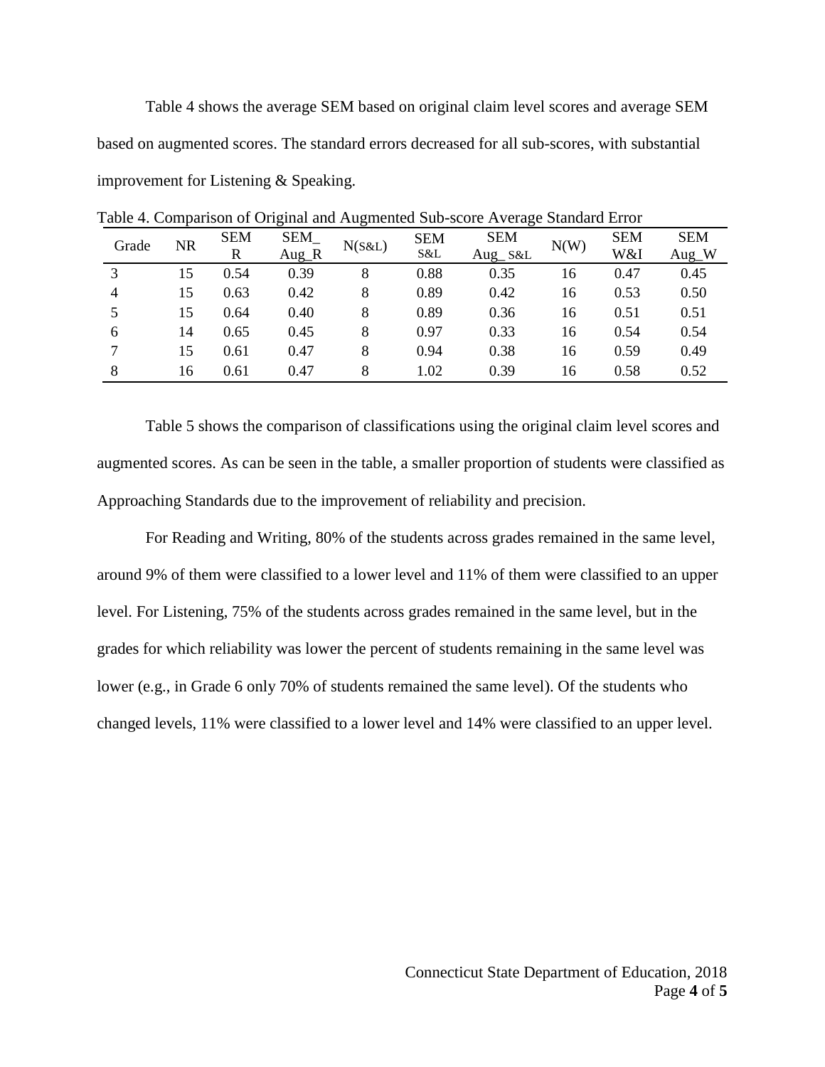Table 4 shows the average SEM based on original claim level scores and average SEM based on augmented scores. The standard errors decreased for all sub-scores, with substantial improvement for Listening & Speaking.

Table 4. Comparison of Original and Augmented Sub-score Average Standard Error

| Grade | NR | SEM R | SEM_ Aug_R | N(S&L) | SEM S&L | SEM Aug_ S&L | N(W) | SEM W&I | SEM Aug_W |
|---|---|---|---|---|---|---|---|---|---|
| 3 | 15 | 0.54 | 0.39 | 8 | 0.88 | 0.35 | 16 | 0.47 | 0.45 |
| 4 | 15 | 0.63 | 0.42 | 8 | 0.89 | 0.42 | 16 | 0.53 | 0.50 |
| 5 | 15 | 0.64 | 0.40 | 8 | 0.89 | 0.36 | 16 | 0.51 | 0.51 |
| 6 | 14 | 0.65 | 0.45 | 8 | 0.97 | 0.33 | 16 | 0.54 | 0.54 |
| 7 | 15 | 0.61 | 0.47 | 8 | 0.94 | 0.38 | 16 | 0.59 | 0.49 |
| 8 | 16 | 0.61 | 0.47 | 8 | 1.02 | 0.39 | 16 | 0.58 | 0.52 |

Table 5 shows the comparison of classifications using the original claim level scores and augmented scores. As can be seen in the table, a smaller proportion of students were classified as Approaching Standards due to the improvement of reliability and precision.

For Reading and Writing, 80% of the students across grades remained in the same level, around 9% of them were classified to a lower level and 11% of them were classified to an upper level. For Listening, 75% of the students across grades remained in the same level, but in the grades for which reliability was lower the percent of students remaining in the same level was lower (e.g., in Grade 6 only 70% of students remained the same level). Of the students who changed levels, 11% were classified to a lower level and 14% were classified to an upper level.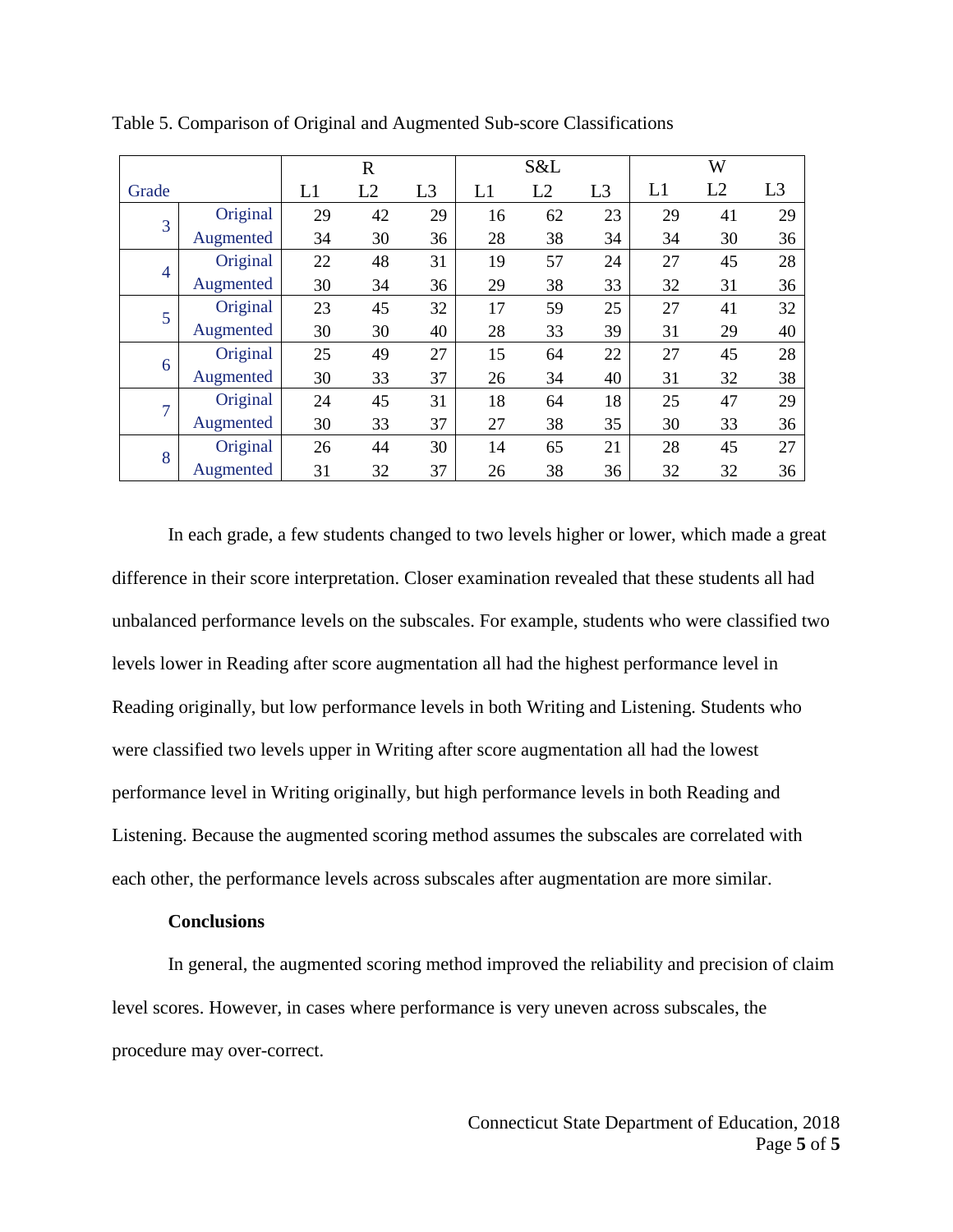Table 5. Comparison of Original and Augmented Sub-score Classifications

| | | R | | | S&L | | | W | | |
|---|---|---|---|---|---|---|---|---|---|---|
| Grade | | L1 | L2 | L3 | L1 | L2 | L3 | L1 | L2 | L3 |
| 3 | Original | 29 | 42 | 29 | 16 | 62 | 23 | 29 | 41 | 29 |
| | Augmented | 34 | 30 | 36 | 28 | 38 | 34 | 34 | 30 | 36 |
| 4 | Original | 22 | 48 | 31 | 19 | 57 | 24 | 27 | 45 | 28 |
| | Augmented | 30 | 34 | 36 | 29 | 38 | 33 | 32 | 31 | 36 |
| 5 | Original | 23 | 45 | 32 | 17 | 59 | 25 | 27 | 41 | 32 |
| | Augmented | 30 | 30 | 40 | 28 | 33 | 39 | 31 | 29 | 40 |
| 6 | Original | 25 | 49 | 27 | 15 | 64 | 22 | 27 | 45 | 28 |
| | Augmented | 30 | 33 | 37 | 26 | 34 | 40 | 31 | 32 | 38 |
| 7 | Original | 24 | 45 | 31 | 18 | 64 | 18 | 25 | 47 | 29 |
| | Augmented | 30 | 33 | 37 | 27 | 38 | 35 | 30 | 33 | 36 |
| 8 | Original | 26 | 44 | 30 | 14 | 65 | 21 | 28 | 45 | 27 |
| | Augmented | 31 | 32 | 37 | 26 | 38 | 36 | 32 | 32 | 36 |

In each grade, a few students changed to two levels higher or lower, which made a great difference in their score interpretation. Closer examination revealed that these students all had unbalanced performance levels on the subscales. For example, students who were classified two levels lower in Reading after score augmentation all had the highest performance level in Reading originally, but low performance levels in both Writing and Listening. Students who were classified two levels upper in Writing after score augmentation all had the lowest performance level in Writing originally, but high performance levels in both Reading and Listening. Because the augmented scoring method assumes the subscales are correlated with each other, the performance levels across subscales after augmentation are more similar.

**Conclusions**

In general, the augmented scoring method improved the reliability and precision of claim level scores. However, in cases where performance is very uneven across subscales, the procedure may over-correct.

Connecticut State Department of Education, 2018